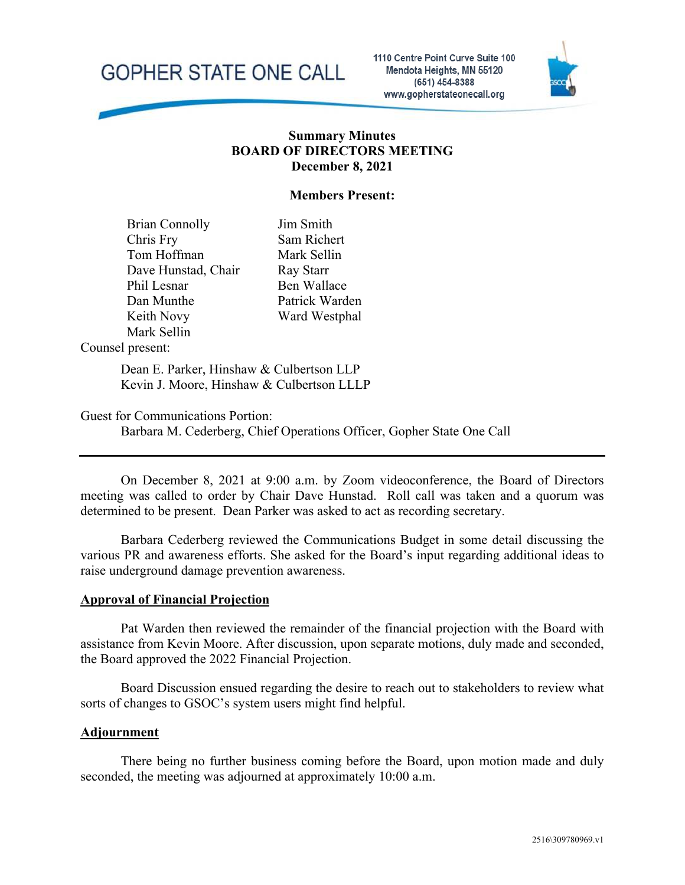GOPHER STATE ONE CALL

1110 Centre Point Curve Suite 100
Mendota Heights, MN 55120
(651) 454-8388
www.gopherstateonecall.org

**Summary Minutes**
**BOARD OF DIRECTORS MEETING**
**December 8, 2021**

**Members Present:**

| | |
|---|---|
| Brian Connolly | Jim Smith |
| Chris Fry | Sam Richert |
| Tom Hoffman | Mark Sellin |
| Dave Hunstad, Chair | Ray Starr |
| Phil Lesnar | Ben Wallace |
| Dan Munthe | Patrick Warden |
| Keith Novy | Ward Westphal |
| Mark Sellin | |

Counsel present:

Dean E. Parker, Hinshaw & Culbertson LLP
Kevin J. Moore, Hinshaw & Culbertson LLLP

Guest for Communications Portion:
Barbara M. Cederberg, Chief Operations Officer, Gopher State One Call

---

On December 8, 2021 at 9:00 a.m. by Zoom videoconference, the Board of Directors meeting was called to order by Chair Dave Hunstad. Roll call was taken and a quorum was determined to be present. Dean Parker was asked to act as recording secretary.

Barbara Cederberg reviewed the Communications Budget in some detail discussing the various PR and awareness efforts. She asked for the Board's input regarding additional ideas to raise underground damage prevention awareness.

**Approval of Financial Projection**

Pat Warden then reviewed the remainder of the financial projection with the Board with assistance from Kevin Moore. After discussion, upon separate motions, duly made and seconded, the Board approved the 2022 Financial Projection.

Board Discussion ensued regarding the desire to reach out to stakeholders to review what sorts of changes to GSOC's system users might find helpful.

**Adjournment**

There being no further business coming before the Board, upon motion made and duly seconded, the meeting was adjourned at approximately 10:00 a.m.

2516\309780969.v1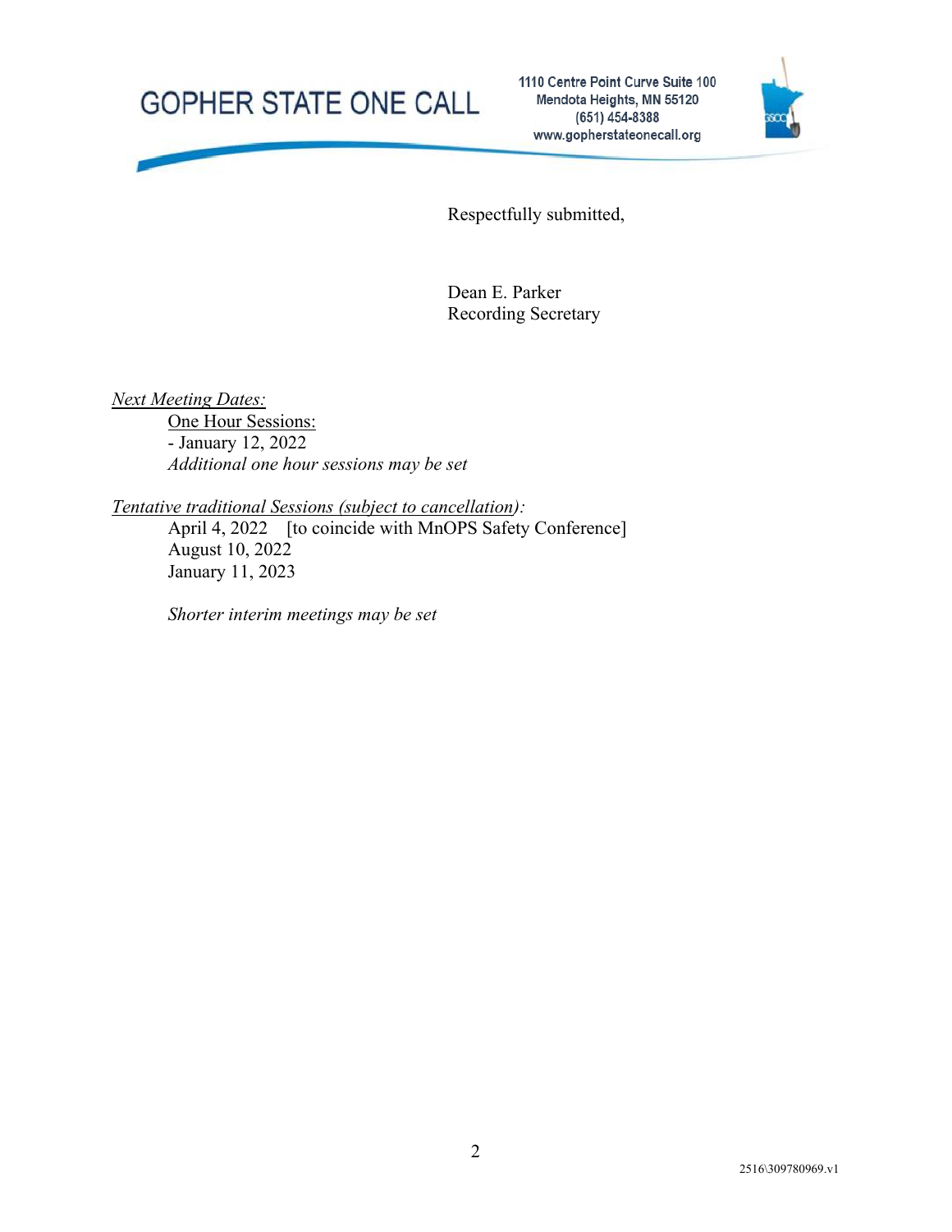GOPHER STATE ONE CALL

1110 Centre Point Curve Suite 100
Mendota Heights, MN 55120
(651) 454-8388
www.gopherstateonecall.org

Respectfully submitted,

Dean E. Parker
Recording Secretary

*<u>Next Meeting Dates:</u>*

<u>One Hour Sessions:</u>
- January 12, 2022

*Additional one hour sessions may be set*

*<u>Tentative traditional Sessions (subject to cancellation)</u>:*

April 4, 2022 [to coincide with MnOPS Safety Conference]
August 10, 2022
January 11, 2023

*Shorter interim meetings may be set*

2516\309780969.v1